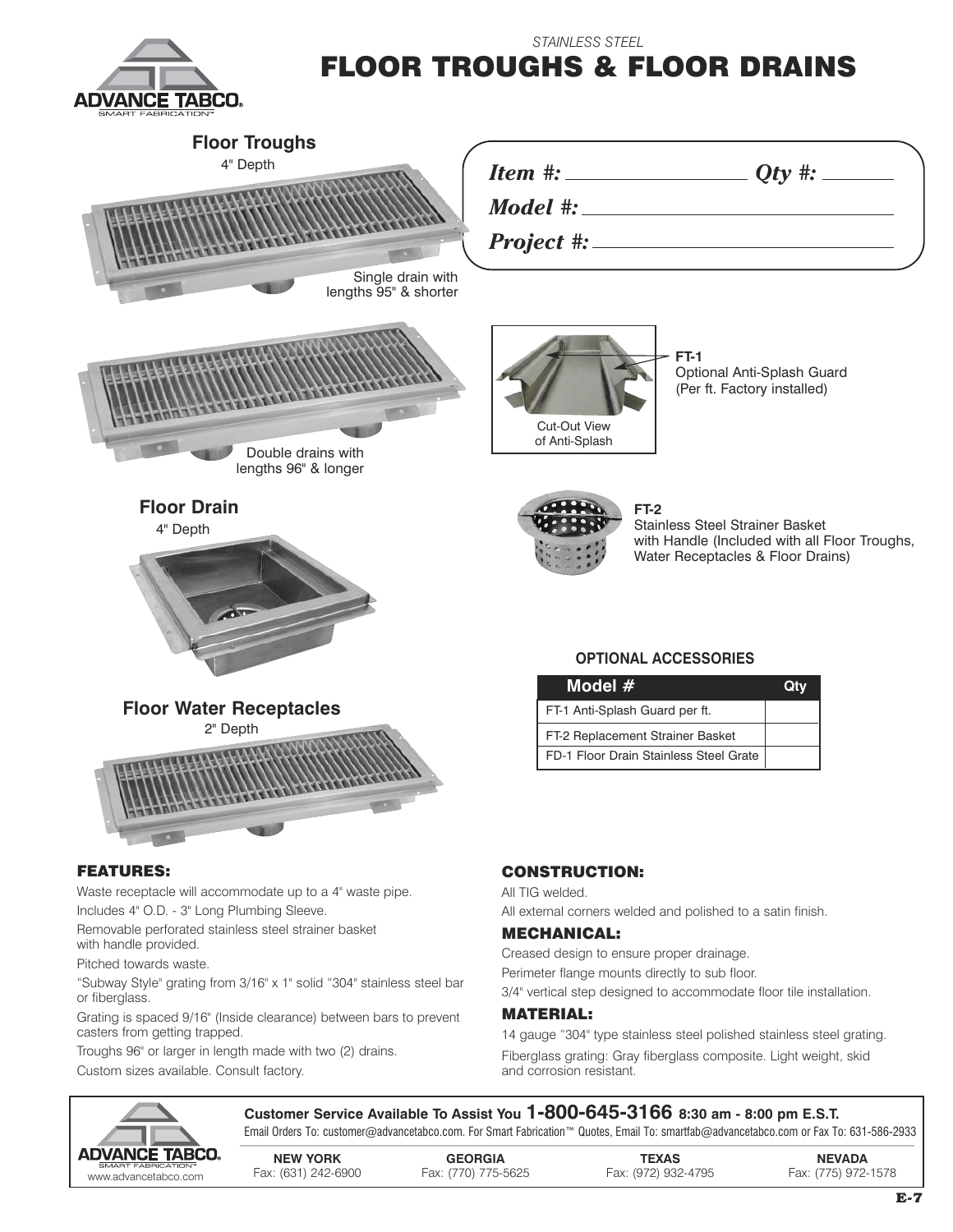ADVANCE TABCO®
SMART FABRICATION™

*STAINLESS STEEL*

# FLOOR TROUGHS & FLOOR DRAINS

| *Item #:* | | *Qty #:* | |
|---|---|---|---|
| *Model #:* | | | |
| *Project #:* | | | |

## Floor Troughs

4" Depth

Single drain with lengths 95" & shorter

Double drains with lengths 96" & longer

**FT-1**
Optional Anti-Splash Guard (Per ft. Factory installed)

Cut-Out View of Anti-Splash

## Floor Drain

4" Depth

**FT-2**
Stainless Steel Strainer Basket with Handle (Included with all Floor Troughs, Water Receptacles & Floor Drains)

## Floor Water Receptacles

2" Depth

### OPTIONAL ACCESSORIES

| Model # | Qty |
|---|---|
| FT-1 Anti-Splash Guard per ft. | |
| FT-2 Replacement Strainer Basket | |
| FD-1 Floor Drain Stainless Steel Grate | |

### FEATURES:

Waste receptacle will accommodate up to a 4" waste pipe.

Includes 4" O.D. - 3" Long Plumbing Sleeve.

Removable perforated stainless steel strainer basket with handle provided.

Pitched towards waste.

"Subway Style" grating from 3/16" x 1" solid "304" stainless steel bar or fiberglass.

Grating is spaced 9/16" (Inside clearance) between bars to prevent casters from getting trapped.

Troughs 96" or larger in length made with two (2) drains.

Custom sizes available. Consult factory.

### CONSTRUCTION:

All TIG welded.

All external corners welded and polished to a satin finish.

### MECHANICAL:

Creased design to ensure proper drainage.

Perimeter flange mounts directly to sub floor.

3/4" vertical step designed to accommodate floor tile installation.

### MATERIAL:

14 gauge "304" type stainless steel polished stainless steel grating.

Fiberglass grating: Gray fiberglass composite. Light weight, skid and corrosion resistant.

**Customer Service Available To Assist You 1-800-645-3166 8:30 am - 8:00 pm E.S.T.**

Email Orders To: customer@advancetabco.com. For Smart Fabrication™ Quotes, Email To: smartfab@advancetabco.com or Fax To: 631-586-2933

ADVANCE TABCO® SMART FABRICATION™ www.advancetabco.com

| NEW YORK | GEORGIA | TEXAS | NEVADA |
|---|---|---|---|
| Fax: (631) 242-6900 | Fax: (770) 775-5625 | Fax: (972) 932-4795 | Fax: (775) 972-1578 |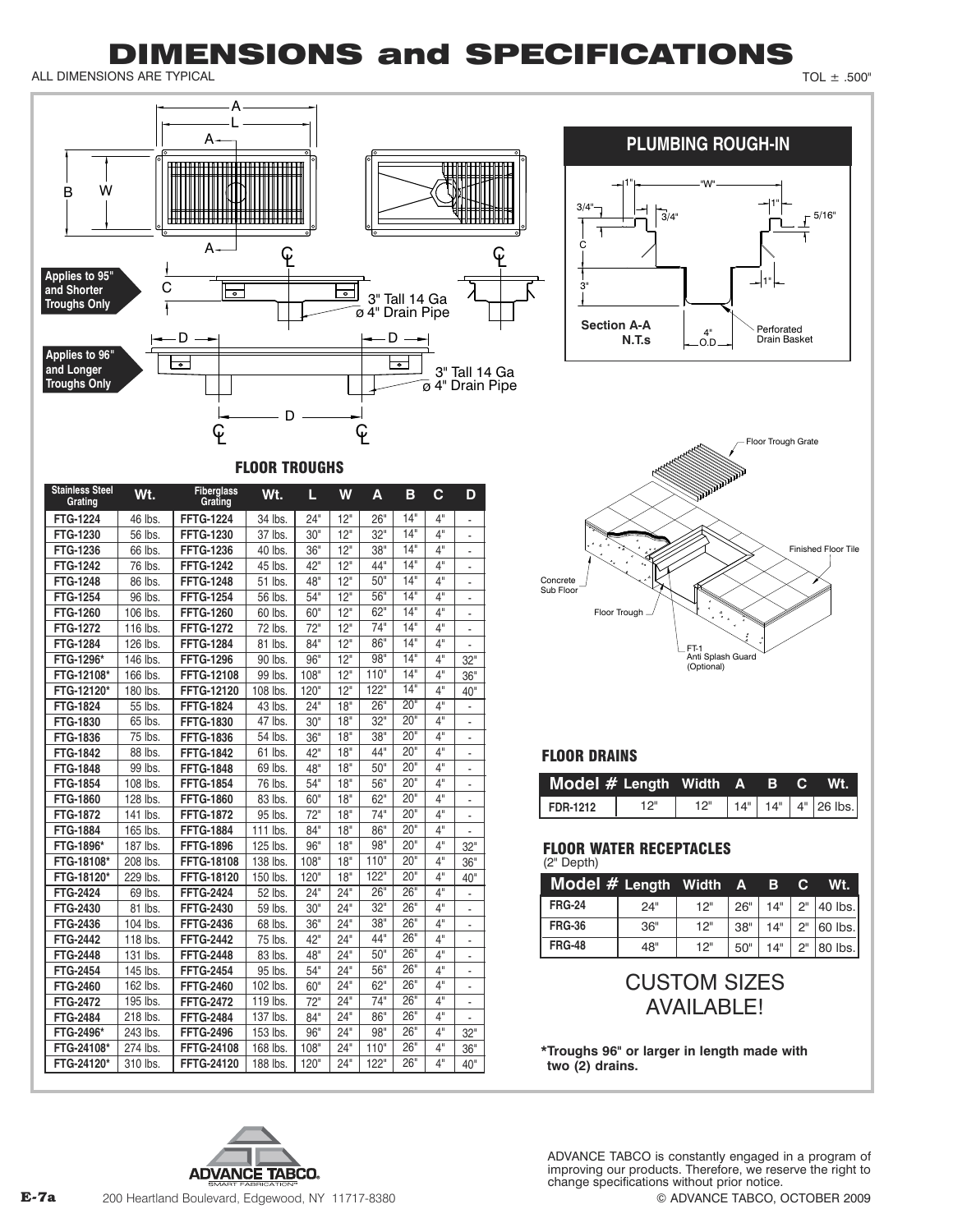# DIMENSIONS and SPECIFICATIONS

ALL DIMENSIONS ARE TYPICAL

TOL ± .500"

Applies to 95" and Shorter Troughs Only

3" Tall 14 Ga
ø 4" Drain Pipe

Applies to 96" and Longer Troughs Only

3" Tall 14 Ga
ø 4" Drain Pipe

## PLUMBING ROUGH-IN

Section A-A
N.T.s

Perforated Drain Basket

Floor Trough Grate

Finished Floor Tile

Concrete Sub Floor

Floor Trough

FT-1
Anti Splash Guard
(Optional)

### FLOOR TROUGHS

| Stainless Steel Grating | Wt. | Fiberglass Grating | Wt. | L | W | A | B | C | D |
|---|---|---|---|---|---|---|---|---|---|
| FTG-1224 | 46 lbs. | FFTG-1224 | 34 lbs. | 24" | 12" | 26" | 14" | 4" | - |
| FTG-1230 | 56 lbs. | FFTG-1230 | 37 lbs. | 30" | 12" | 32" | 14" | 4" | - |
| FTG-1236 | 66 lbs. | FFTG-1236 | 40 lbs. | 36" | 12" | 38" | 14" | 4" | - |
| FTG-1242 | 76 lbs. | FFTG-1242 | 45 lbs. | 42" | 12" | 44" | 14" | 4" | - |
| FTG-1248 | 86 lbs. | FFTG-1248 | 51 lbs. | 48" | 12" | 50" | 14" | 4" | - |
| FTG-1254 | 96 lbs. | FFTG-1254 | 56 lbs. | 54" | 12" | 56" | 14" | 4" | - |
| FTG-1260 | 106 lbs. | FFTG-1260 | 60 lbs. | 60" | 12" | 62" | 14" | 4" | - |
| FTG-1272 | 116 lbs. | FFTG-1272 | 72 lbs. | 72" | 12" | 74" | 14" | 4" | - |
| FTG-1284 | 126 lbs. | FFTG-1284 | 81 lbs. | 84" | 12" | 86" | 14" | 4" | - |
| FTG-1296* | 146 lbs. | FFTG-1296 | 90 lbs. | 96" | 12" | 98" | 14" | 4" | 32" |
| FTG-12108* | 166 lbs. | FFTG-12108 | 99 lbs. | 108" | 12" | 110" | 14" | 4" | 36" |
| FTG-12120* | 180 lbs. | FFTG-12120 | 108 lbs. | 120" | 12" | 122" | 14" | 4" | 40" |
| FTG-1824 | 55 lbs. | FFTG-1824 | 43 lbs. | 24" | 18" | 26" | 20" | 4" | - |
| FTG-1830 | 65 lbs. | FFTG-1830 | 47 lbs. | 30" | 18" | 32" | 20" | 4" | - |
| FTG-1836 | 75 lbs. | FFTG-1836 | 54 lbs. | 36" | 18" | 38" | 20" | 4" | - |
| FTG-1842 | 88 lbs. | FFTG-1842 | 61 lbs. | 42" | 18" | 44" | 20" | 4" | - |
| FTG-1848 | 99 lbs. | FFTG-1848 | 69 lbs. | 48" | 18" | 50" | 20" | 4" | - |
| FTG-1854 | 108 lbs. | FFTG-1854 | 76 lbs. | 54" | 18" | 56" | 20" | 4" | - |
| FTG-1860 | 128 lbs. | FFTG-1860 | 83 lbs. | 60" | 18" | 62" | 20" | 4" | - |
| FTG-1872 | 141 lbs. | FFTG-1872 | 95 lbs. | 72" | 18" | 74" | 20" | 4" | - |
| FTG-1884 | 165 lbs. | FFTG-1884 | 111 lbs. | 84" | 18" | 86" | 20" | 4" | - |
| FTG-1896* | 187 lbs. | FFTG-1896 | 125 lbs. | 96" | 18" | 98" | 20" | 4" | 32" |
| FTG-18108* | 208 lbs. | FFTG-18108 | 138 lbs. | 108" | 18" | 110" | 20" | 4" | 36" |
| FTG-18120* | 229 lbs. | FFTG-18120 | 150 lbs. | 120" | 18" | 122" | 20" | 4" | 40" |
| FTG-2424 | 69 lbs. | FFTG-2424 | 52 lbs. | 24" | 24" | 26" | 26" | 4" | - |
| FTG-2430 | 81 lbs. | FFTG-2430 | 59 lbs. | 30" | 24" | 32" | 26" | 4" | - |
| FTG-2436 | 104 lbs. | FFTG-2436 | 68 lbs. | 36" | 24" | 38" | 26" | 4" | - |
| FTG-2442 | 118 lbs. | FFTG-2442 | 75 lbs. | 42" | 24" | 44" | 26" | 4" | - |
| FTG-2448 | 131 lbs. | FFTG-2448 | 83 lbs. | 48" | 24" | 50" | 26" | 4" | - |
| FTG-2454 | 145 lbs. | FFTG-2454 | 95 lbs. | 54" | 24" | 56" | 26" | 4" | - |
| FTG-2460 | 162 lbs. | FFTG-2460 | 102 lbs. | 60" | 24" | 62" | 26" | 4" | - |
| FTG-2472 | 195 lbs. | FFTG-2472 | 119 lbs. | 72" | 24" | 74" | 26" | 4" | - |
| FTG-2484 | 218 lbs. | FFTG-2484 | 137 lbs. | 84" | 24" | 86" | 26" | 4" | - |
| FTG-2496* | 243 lbs. | FFTG-2496 | 153 lbs. | 96" | 24" | 98" | 26" | 4" | 32" |
| FTG-24108* | 274 lbs. | FFTG-24108 | 168 lbs. | 108" | 24" | 110" | 26" | 4" | 36" |
| FTG-24120* | 310 lbs. | FFTG-24120 | 188 lbs. | 120" | 24" | 122" | 26" | 4" | 40" |

### FLOOR DRAINS

| Model # | Length | Width | A | B | C | Wt. |
|---|---|---|---|---|---|---|
| FDR-1212 | 12" | 12" | 14" | 14" | 4" | 26 lbs. |

### FLOOR WATER RECEPTACLES

(2" Depth)

| Model # | Length | Width | A | B | C | Wt. |
|---|---|---|---|---|---|---|
| FRG-24 | 24" | 12" | 26" | 14" | 2" | 40 lbs. |
| FRG-36 | 36" | 12" | 38" | 14" | 2" | 60 lbs. |
| FRG-48 | 48" | 12" | 50" | 14" | 2" | 80 lbs. |

CUSTOM SIZES AVAILABLE!

**\*Troughs 96" or larger in length made with two (2) drains.**

ADVANCE TABCO
SMART FABRICATION™

200 Heartland Boulevard, Edgewood, NY 11717-8380

ADVANCE TABCO is constantly engaged in a program of improving our products. Therefore, we reserve the right to change specifications without prior notice.

© ADVANCE TABCO, OCTOBER 2009